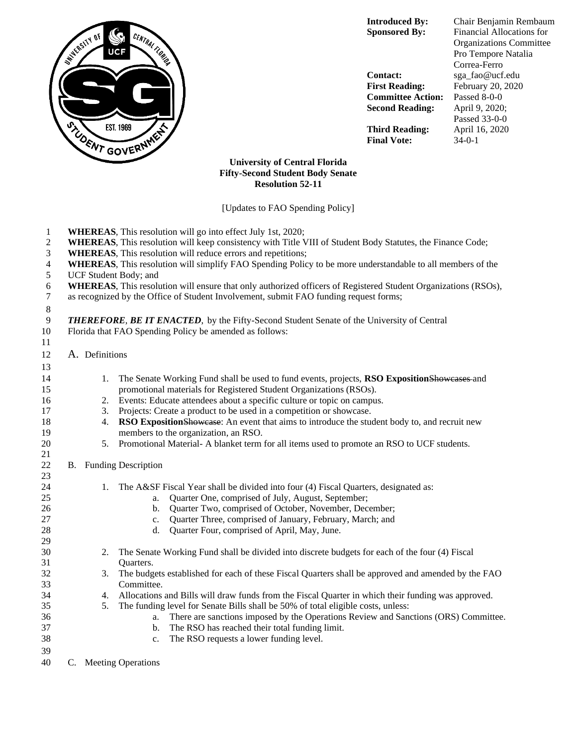| | |
|---|---|
| **Introduced By:** | Chair Benjamin Rembaum |
| **Sponsored By:** | Financial Allocations for Organizations Committee Pro Tempore Natalia Correa-Ferro |
| **Contact:** | sga_fao@ucf.edu |
| **First Reading:** | February 20, 2020 |
| **Committee Action:** | Passed 8-0-0 |
| **Second Reading:** | April 9, 2020; Passed 33-0-0 |
| **Third Reading:** | April 16, 2020 |
| **Final Vote:** | 34-0-1 |

**University of Central Florida**
**Fifty-Second Student Body Senate**
**Resolution 52-11**

[Updates to FAO Spending Policy]

**WHEREAS**, This resolution will go into effect July 1st, 2020;
**WHEREAS**, This resolution will keep consistency with Title VIII of Student Body Statutes, the Finance Code;
**WHEREAS**, This resolution will reduce errors and repetitions;
**WHEREAS**, This resolution will simplify FAO Spending Policy to be more understandable to all members of the UCF Student Body; and
**WHEREAS**, This resolution will ensure that only authorized officers of Registered Student Organizations (RSOs), as recognized by the Office of Student Involvement, submit FAO funding request forms;

***THEREFORE***, ***BE IT ENACTED***, by the Fifty-Second Student Senate of the University of Central Florida that FAO Spending Policy be amended as follows:

A. Definitions

1. The Senate Working Fund shall be used to fund events, projects, **RSO Exposition**~~Showcases~~ and promotional materials for Registered Student Organizations (RSOs).
2. Events: Educate attendees about a specific culture or topic on campus.
3. Projects: Create a product to be used in a competition or showcase.
4. **RSO Exposition**~~Showcase~~: An event that aims to introduce the student body to, and recruit new members to the organization, an RSO.
5. Promotional Material- A blanket term for all items used to promote an RSO to UCF students.

B. Funding Description

1. The A&SF Fiscal Year shall be divided into four (4) Fiscal Quarters, designated as:
   a. Quarter One, comprised of July, August, September;
   b. Quarter Two, comprised of October, November, December;
   c. Quarter Three, comprised of January, February, March; and
   d. Quarter Four, comprised of April, May, June.

2. The Senate Working Fund shall be divided into discrete budgets for each of the four (4) Fiscal Quarters.
3. The budgets established for each of these Fiscal Quarters shall be approved and amended by the FAO Committee.
4. Allocations and Bills will draw funds from the Fiscal Quarter in which their funding was approved.
5. The funding level for Senate Bills shall be 50% of total eligible costs, unless:
   a. There are sanctions imposed by the Operations Review and Sanctions (ORS) Committee.
   b. The RSO has reached their total funding limit.
   c. The RSO requests a lower funding level.

C. Meeting Operations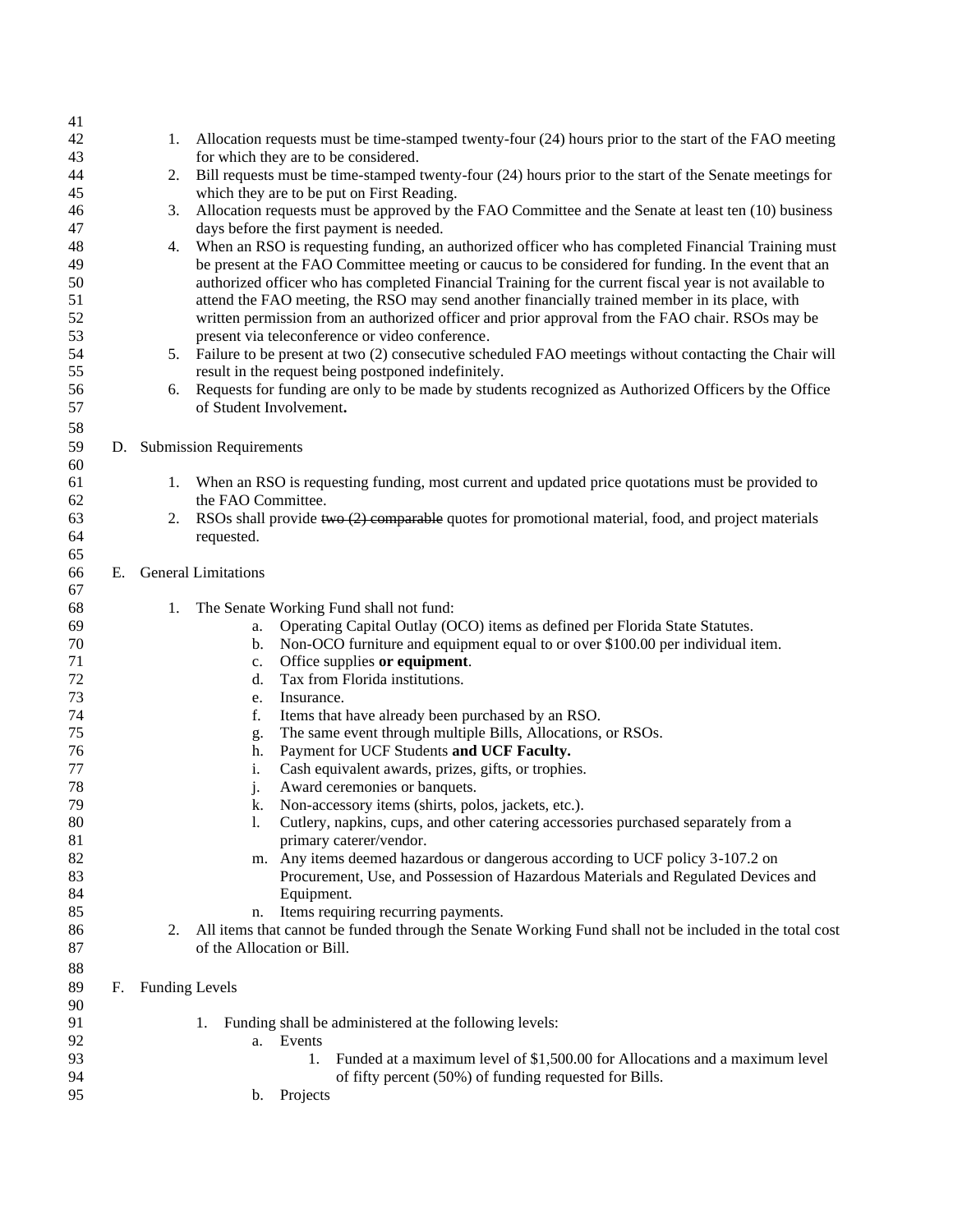1. Allocation requests must be time-stamped twenty-four (24) hours prior to the start of the FAO meeting for which they are to be considered.
2. Bill requests must be time-stamped twenty-four (24) hours prior to the start of the Senate meetings for which they are to be put on First Reading.
3. Allocation requests must be approved by the FAO Committee and the Senate at least ten (10) business days before the first payment is needed.
4. When an RSO is requesting funding, an authorized officer who has completed Financial Training must be present at the FAO Committee meeting or caucus to be considered for funding. In the event that an authorized officer who has completed Financial Training for the current fiscal year is not available to attend the FAO meeting, the RSO may send another financially trained member in its place, with written permission from an authorized officer and prior approval from the FAO chair. RSOs may be present via teleconference or video conference.
5. Failure to be present at two (2) consecutive scheduled FAO meetings without contacting the Chair will result in the request being postponed indefinitely.
6. Requests for funding are only to be made by students recognized as Authorized Officers by the Office of Student Involvement**.**

D. Submission Requirements

1. When an RSO is requesting funding, most current and updated price quotations must be provided to the FAO Committee.
2. RSOs shall provide ~~two (2) comparable~~ quotes for promotional material, food, and project materials requested.

E. General Limitations

1. The Senate Working Fund shall not fund:
   a. Operating Capital Outlay (OCO) items as defined per Florida State Statutes.
   b. Non-OCO furniture and equipment equal to or over $100.00 per individual item.
   c. Office supplies **or equipment**.
   d. Tax from Florida institutions.
   e. Insurance.
   f. Items that have already been purchased by an RSO.
   g. The same event through multiple Bills, Allocations, or RSOs.
   h. Payment for UCF Students **and UCF Faculty.**
   i. Cash equivalent awards, prizes, gifts, or trophies.
   j. Award ceremonies or banquets.
   k. Non-accessory items (shirts, polos, jackets, etc.).
   l. Cutlery, napkins, cups, and other catering accessories purchased separately from a primary caterer/vendor.
   m. Any items deemed hazardous or dangerous according to UCF policy 3-107.2 on Procurement, Use, and Possession of Hazardous Materials and Regulated Devices and Equipment.
   n. Items requiring recurring payments.
2. All items that cannot be funded through the Senate Working Fund shall not be included in the total cost of the Allocation or Bill.

F. Funding Levels

1. Funding shall be administered at the following levels:
   a. Events
      1. Funded at a maximum level of $1,500.00 for Allocations and a maximum level of fifty percent (50%) of funding requested for Bills.
   b. Projects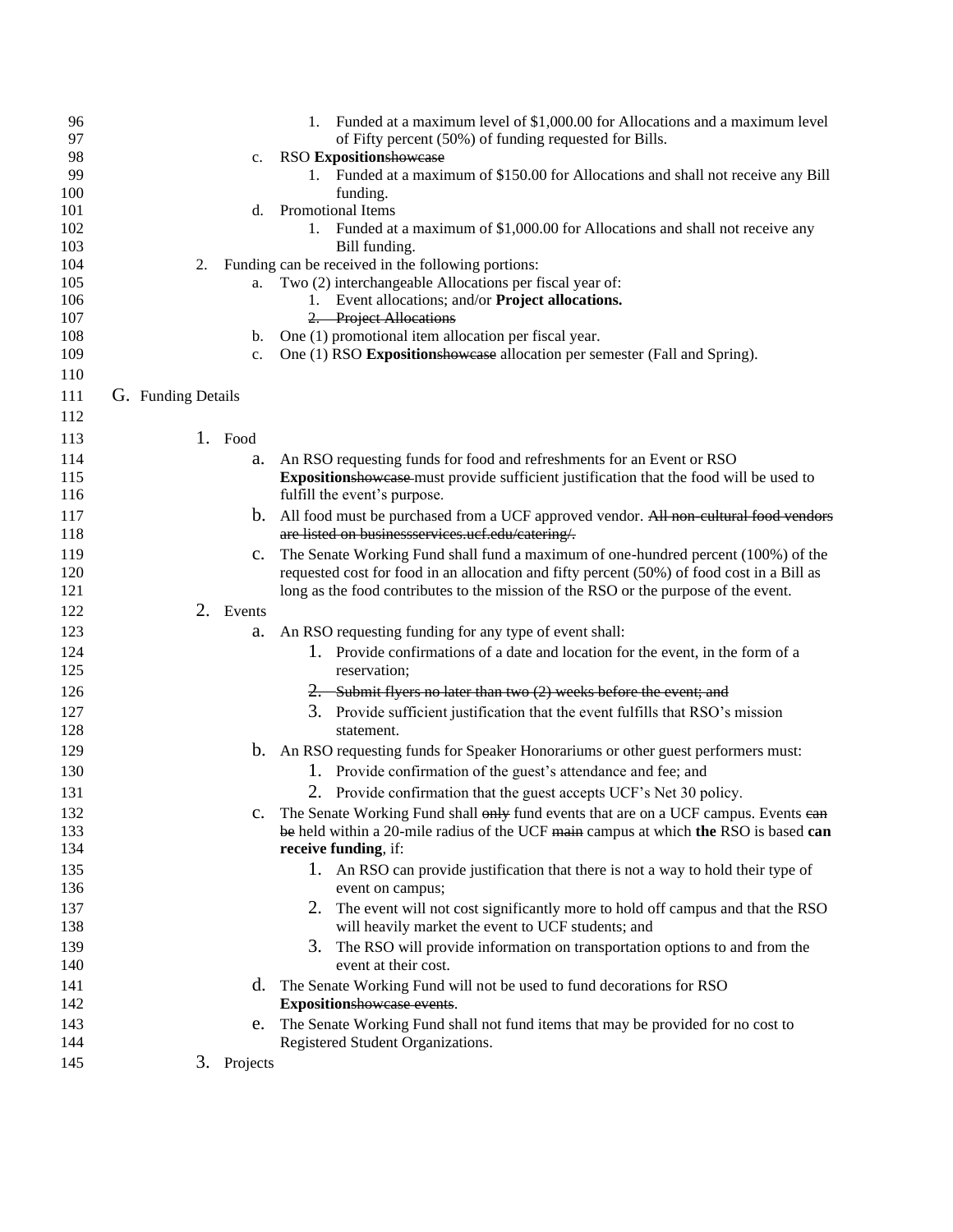1. Funded at a maximum level of $1,000.00 for Allocations and a maximum level of Fifty percent (50%) of funding requested for Bills.

c. RSO **Exposition**~~showcase~~

1. Funded at a maximum of $150.00 for Allocations and shall not receive any Bill funding.

d. Promotional Items

1. Funded at a maximum of $1,000.00 for Allocations and shall not receive any Bill funding.

2. Funding can be received in the following portions:

a. Two (2) interchangeable Allocations per fiscal year of:

1. Event allocations; and/or **Project allocations.**
2. ~~Project Allocations~~

b. One (1) promotional item allocation per fiscal year.

c. One (1) RSO **Exposition**~~showcase~~ allocation per semester (Fall and Spring).

G. Funding Details

1. Food

a. An RSO requesting funds for food and refreshments for an Event or RSO **Exposition**~~showcase~~ must provide sufficient justification that the food will be used to fulfill the event's purpose.

b. All food must be purchased from a UCF approved vendor. ~~All non-cultural food vendors are listed on businessservices.ucf.edu/catering/.~~

c. The Senate Working Fund shall fund a maximum of one-hundred percent (100%) of the requested cost for food in an allocation and fifty percent (50%) of food cost in a Bill as long as the food contributes to the mission of the RSO or the purpose of the event.

2. Events

a. An RSO requesting funding for any type of event shall:

1. Provide confirmations of a date and location for the event, in the form of a reservation;
2. ~~Submit flyers no later than two (2) weeks before the event; and~~
3. Provide sufficient justification that the event fulfills that RSO's mission statement.

b. An RSO requesting funds for Speaker Honorariums or other guest performers must:

1. Provide confirmation of the guest's attendance and fee; and
2. Provide confirmation that the guest accepts UCF's Net 30 policy.

c. The Senate Working Fund shall ~~only~~ fund events that are on a UCF campus. Events ~~can be~~ held within a 20-mile radius of the UCF ~~main~~ campus at which **the** RSO is based **can receive funding**, if:

1. An RSO can provide justification that there is not a way to hold their type of event on campus;
2. The event will not cost significantly more to hold off campus and that the RSO will heavily market the event to UCF students; and
3. The RSO will provide information on transportation options to and from the event at their cost.

d. The Senate Working Fund will not be used to fund decorations for RSO **Exposition**~~showcase events~~.

e. The Senate Working Fund shall not fund items that may be provided for no cost to Registered Student Organizations.

3. Projects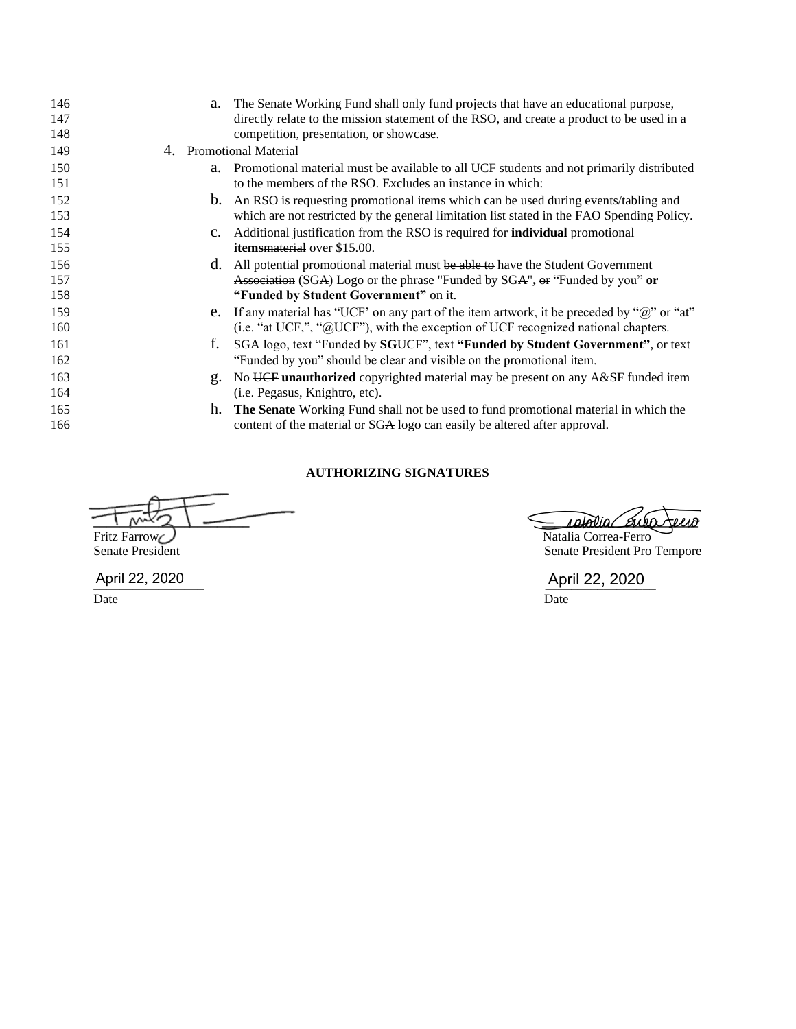a. The Senate Working Fund shall only fund projects that have an educational purpose, directly relate to the mission statement of the RSO, and create a product to be used in a competition, presentation, or showcase.

4. Promotional Material
   a. Promotional material must be available to all UCF students and not primarily distributed to the members of the RSO. ~~Excludes an instance in which:~~
   b. An RSO is requesting promotional items which can be used during events/tabling and which are not restricted by the general limitation list stated in the FAO Spending Policy.
   c. Additional justification from the RSO is required for **individual** promotional **items**~~material~~ over $15.00.
   d. All potential promotional material must ~~be able to~~ have the Student Government ~~Association~~ (SG~~A~~) Logo or the phrase "Funded by SG~~A~~"**,** ~~or~~ "Funded by you" **or "Funded by Student Government"** on it.
   e. If any material has "UCF' on any part of the item artwork, it be preceded by "@" or "at" (i.e. "at UCF,", "@UCF"), with the exception of UCF recognized national chapters.
   f. SG~~A~~ logo, text "Funded by **SG**~~UCF~~", text **"Funded by Student Government"**, or text "Funded by you" should be clear and visible on the promotional item.
   g. No ~~UCF~~ **unauthorized** copyrighted material may be present on any A&SF funded item (i.e. Pegasus, Knightro, etc).
   h. **The Senate** Working Fund shall not be used to fund promotional material in which the content of the material or SG~~A~~ logo can easily be altered after approval.

**AUTHORIZING SIGNATURES**

Fritz Farrow
Senate President

April 22, 2020
Date

Natalia Correa-Ferro
Senate President Pro Tempore

April 22, 2020
Date